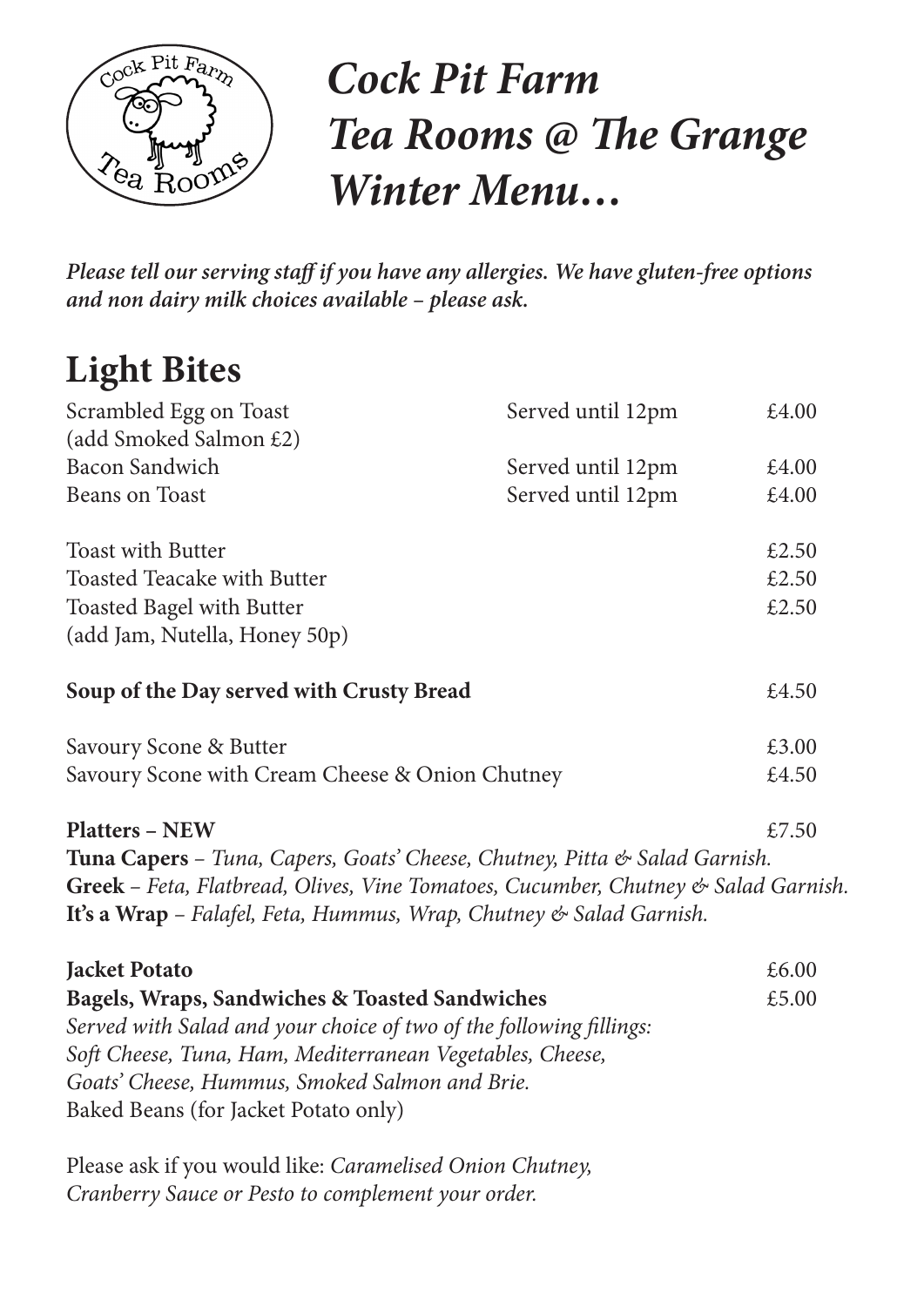# *Cock Pit Farm Tea Rooms @ The Grange Winter Menu…*

***Please tell our serving staff if you have any allergies. We have gluten-free options and non dairy milk choices available – please ask.***

## Light Bites

| | | |
|---|---|---|
| Scrambled Egg on Toast (add Smoked Salmon £2) | Served until 12pm | £4.00 |
| Bacon Sandwich | Served until 12pm | £4.00 |
| Beans on Toast | Served until 12pm | £4.00 |

| | |
|---|---|
| Toast with Butter | £2.50 |
| Toasted Teacake with Butter | £2.50 |
| Toasted Bagel with Butter (add Jam, Nutella, Honey 50p) | £2.50 |

**Soup of the Day served with Crusty Bread** £4.50

| | |
|---|---|
| Savoury Scone & Butter | £3.00 |
| Savoury Scone with Cream Cheese & Onion Chutney | £4.50 |

**Platters – NEW** £7.50

**Tuna Capers** – *Tuna, Capers, Goats' Cheese, Chutney, Pitta & Salad Garnish.*
**Greek** – *Feta, Flatbread, Olives, Vine Tomatoes, Cucumber, Chutney & Salad Garnish.*
**It's a Wrap** – *Falafel, Feta, Hummus, Wrap, Chutney & Salad Garnish.*

**Jacket Potato** £6.00
**Bagels, Wraps, Sandwiches & Toasted Sandwiches** £5.00

*Served with Salad and your choice of two of the following fillings:*
*Soft Cheese, Tuna, Ham, Mediterranean Vegetables, Cheese,*
*Goats' Cheese, Hummus, Smoked Salmon and Brie.*
Baked Beans (for Jacket Potato only)

Please ask if you would like: *Caramelised Onion Chutney, Cranberry Sauce or Pesto to complement your order.*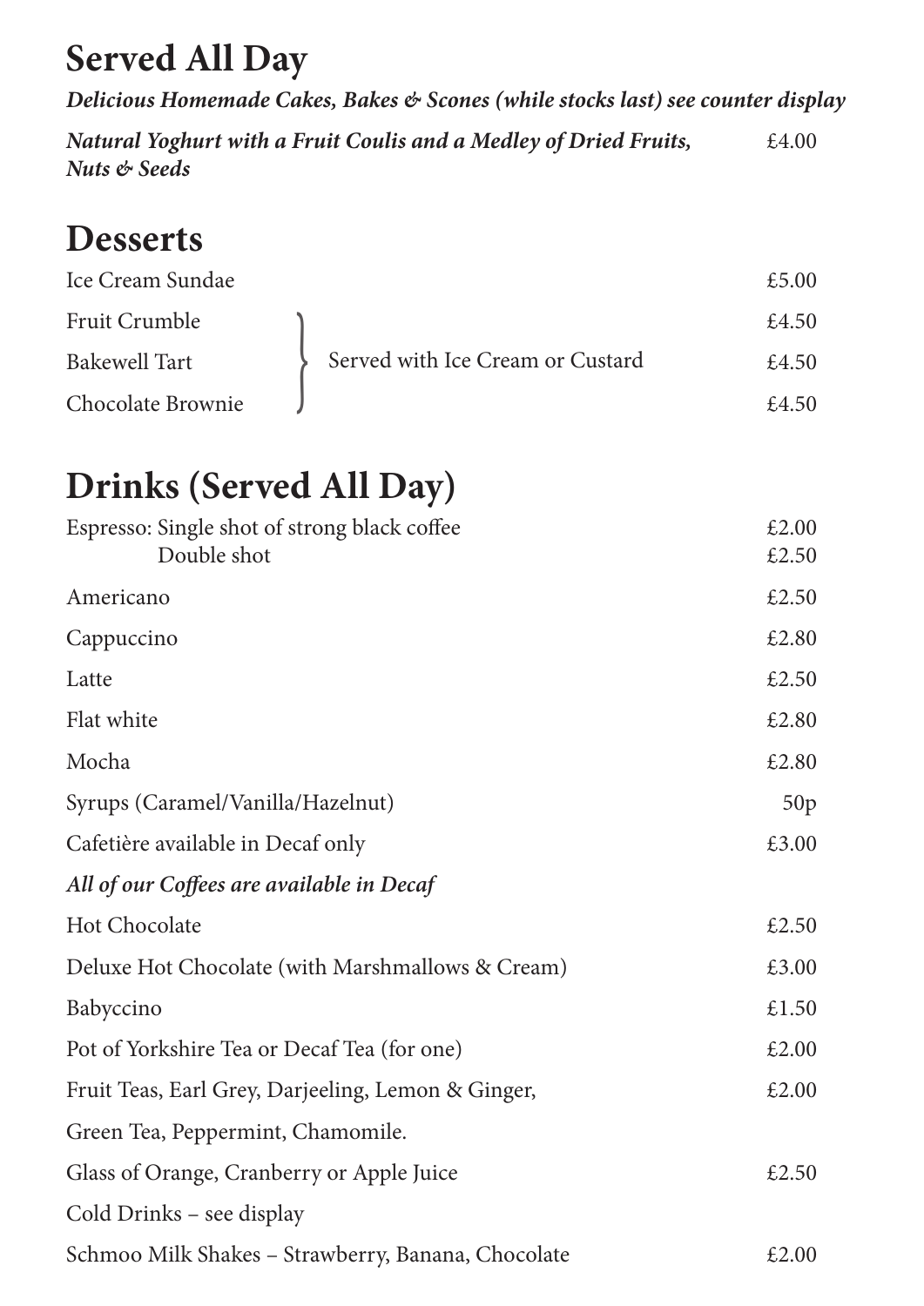## Served All Day

***Delicious Homemade Cakes, Bakes & Scones (while stocks last) see counter display***

| | |
|---|---|
| ***Natural Yoghurt with a Fruit Coulis and a Medley of Dried Fruits, Nuts & Seeds*** | £4.00 |

## Desserts

| | | |
|---|---|---|
| Ice Cream Sundae | | £5.00 |
| Fruit Crumble | Served with Ice Cream or Custard | £4.50 |
| Bakewell Tart | Served with Ice Cream or Custard | £4.50 |
| Chocolate Brownie | Served with Ice Cream or Custard | £4.50 |

## Drinks (Served All Day)

| | |
|---|---|
| Espresso: Single shot of strong black coffee | £2.00 |
| Double shot | £2.50 |
| Americano | £2.50 |
| Cappuccino | £2.80 |
| Latte | £2.50 |
| Flat white | £2.80 |
| Mocha | £2.80 |
| Syrups (Caramel/Vanilla/Hazelnut) | 50p |
| Cafetière available in Decaf only | £3.00 |
| ***All of our Coffees are available in Decaf*** | |
| Hot Chocolate | £2.50 |
| Deluxe Hot Chocolate (with Marshmallows & Cream) | £3.00 |
| Babyccino | £1.50 |
| Pot of Yorkshire Tea or Decaf Tea (for one) | £2.00 |
| Fruit Teas, Earl Grey, Darjeeling, Lemon & Ginger, Green Tea, Peppermint, Chamomile. | £2.00 |
| Glass of Orange, Cranberry or Apple Juice | £2.50 |
| Cold Drinks – see display | |
| Schmoo Milk Shakes – Strawberry, Banana, Chocolate | £2.00 |